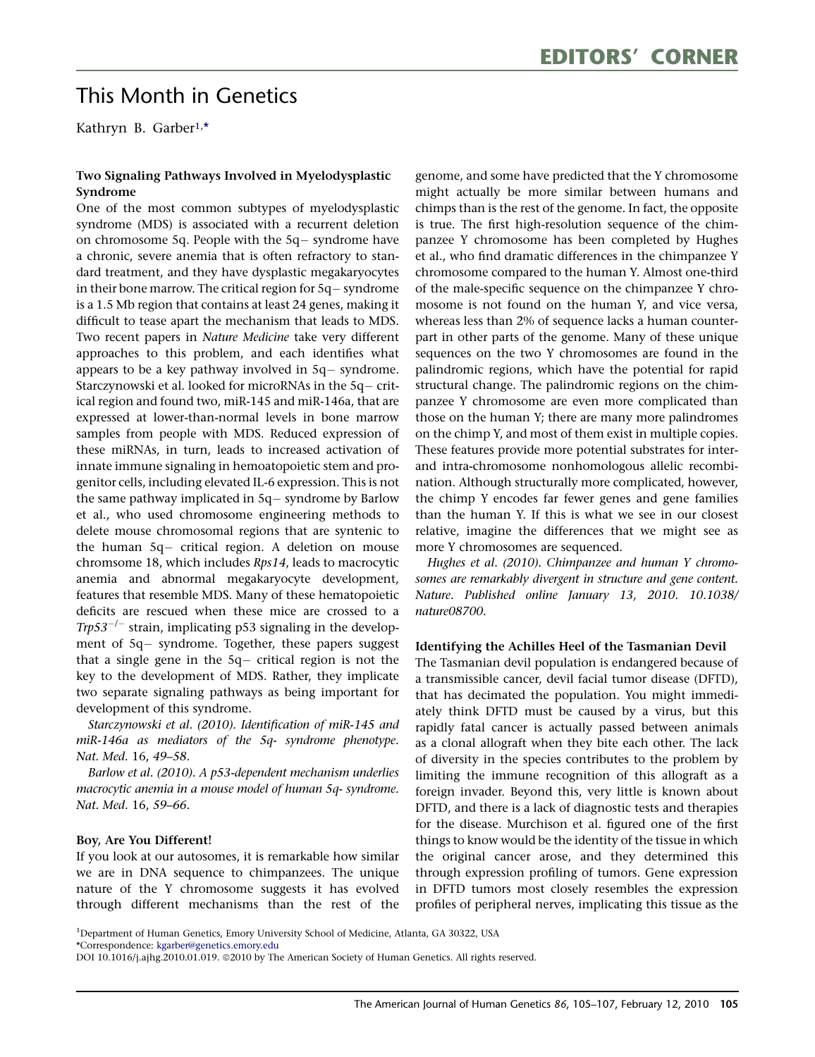# This Month in Genetics

Kathryn B. Garber[1,*]

### Two Signaling Pathways Involved in Myelodysplastic Syndrome

One of the most common subtypes of myelodysplastic syndrome (MDS) is associated with a recurrent deletion on chromosome 5q. People with the 5q− syndrome have a chronic, severe anemia that is often refractory to standard treatment, and they have dysplastic megakaryocytes in their bone marrow. The critical region for 5q− syndrome is a 1.5 Mb region that contains at least 24 genes, making it difficult to tease apart the mechanism that leads to MDS. Two recent papers in *Nature Medicine* take very different approaches to this problem, and each identifies what appears to be a key pathway involved in 5q− syndrome. Starczynowski et al. looked for microRNAs in the 5q− critical region and found two, miR-145 and miR-146a, that are expressed at lower-than-normal levels in bone marrow samples from people with MDS. Reduced expression of these miRNAs, in turn, leads to increased activation of innate immune signaling in hemoatopoietic stem and progenitor cells, including elevated IL-6 expression. This is not the same pathway implicated in 5q− syndrome by Barlow et al., who used chromosome engineering methods to delete mouse chromosomal regions that are syntenic to the human 5q− critical region. A deletion on mouse chromosome 18, which includes *Rps14*, leads to macrocytic anemia and abnormal megakaryocyte development, features that resemble MDS. Many of these hematopoietic deficits are rescued when these mice are crossed to a *Trp53*$^{-/-}$ strain, implicating p53 signaling in the development of 5q− syndrome. Together, these papers suggest that a single gene in the 5q− critical region is not the key to the development of MDS. Rather, they implicate two separate signaling pathways as being important for development of this syndrome.

*Starczynowski et al. (2010). Identification of miR-145 and miR-146a as mediators of the 5q- syndrome phenotype. Nat. Med. 16, 49–58.*

*Barlow et al. (2010). A p53-dependent mechanism underlies macrocytic anemia in a mouse model of human 5q- syndrome. Nat. Med. 16, 59–66.*

### Boy, Are You Different!

If you look at our autosomes, it is remarkable how similar we are in DNA sequence to chimpanzees. The unique nature of the Y chromosome suggests it has evolved through different mechanisms than the rest of the genome, and some have predicted that the Y chromosome might actually be more similar between humans and chimps than is the rest of the genome. In fact, the opposite is true. The first high-resolution sequence of the chimpanzee Y chromosome has been completed by Hughes et al., who find dramatic differences in the chimpanzee Y chromosome compared to the human Y. Almost one-third of the male-specific sequence on the chimpanzee Y chromosome is not found on the human Y, and vice versa, whereas less than 2% of sequence lacks a human counterpart in other parts of the genome. Many of these unique sequences on the two Y chromosomes are found in the palindromic regions, which have the potential for rapid structural change. The palindromic regions on the chimpanzee Y chromosome are even more complicated than those on the human Y; there are many more palindromes on the chimp Y, and most of them exist in multiple copies. These features provide more potential substrates for inter- and intra-chromosome nonhomologous allelic recombination. Although structurally more complicated, however, the chimp Y encodes far fewer genes and gene families than the human Y. If this is what we see in our closest relative, imagine the differences that we might see as more Y chromosomes are sequenced.

*Hughes et al. (2010). Chimpanzee and human Y chromosomes are remarkably divergent in structure and gene content. Nature. Published online January 13, 2010. 10.1038/nature08700.*

### Identifying the Achilles Heel of the Tasmanian Devil

The Tasmanian devil population is endangered because of a transmissible cancer, devil facial tumor disease (DFTD), that has decimated the population. You might immediately think DFTD must be caused by a virus, but this rapidly fatal cancer is actually passed between animals as a clonal allograft when they bite each other. The lack of diversity in the species contributes to the problem by limiting the immune recognition of this allograft as a foreign invader. Beyond this, very little is known about DFTD, and there is a lack of diagnostic tests and therapies for the disease. Murchison et al. figured one of the first things to know would be the identity of the tissue in which the original cancer arose, and they determined this through expression profiling of tumors. Gene expression in DFTD tumors most closely resembles the expression profiles of peripheral nerves, implicating this tissue as the

[1]Department of Human Genetics, Emory University School of Medicine, Atlanta, GA 30322, USA

*Correspondence: kgarber@genetics.emory.edu

DOI 10.1016/j.ajhg.2010.01.019. ©2010 by The American Society of Human Genetics. All rights reserved.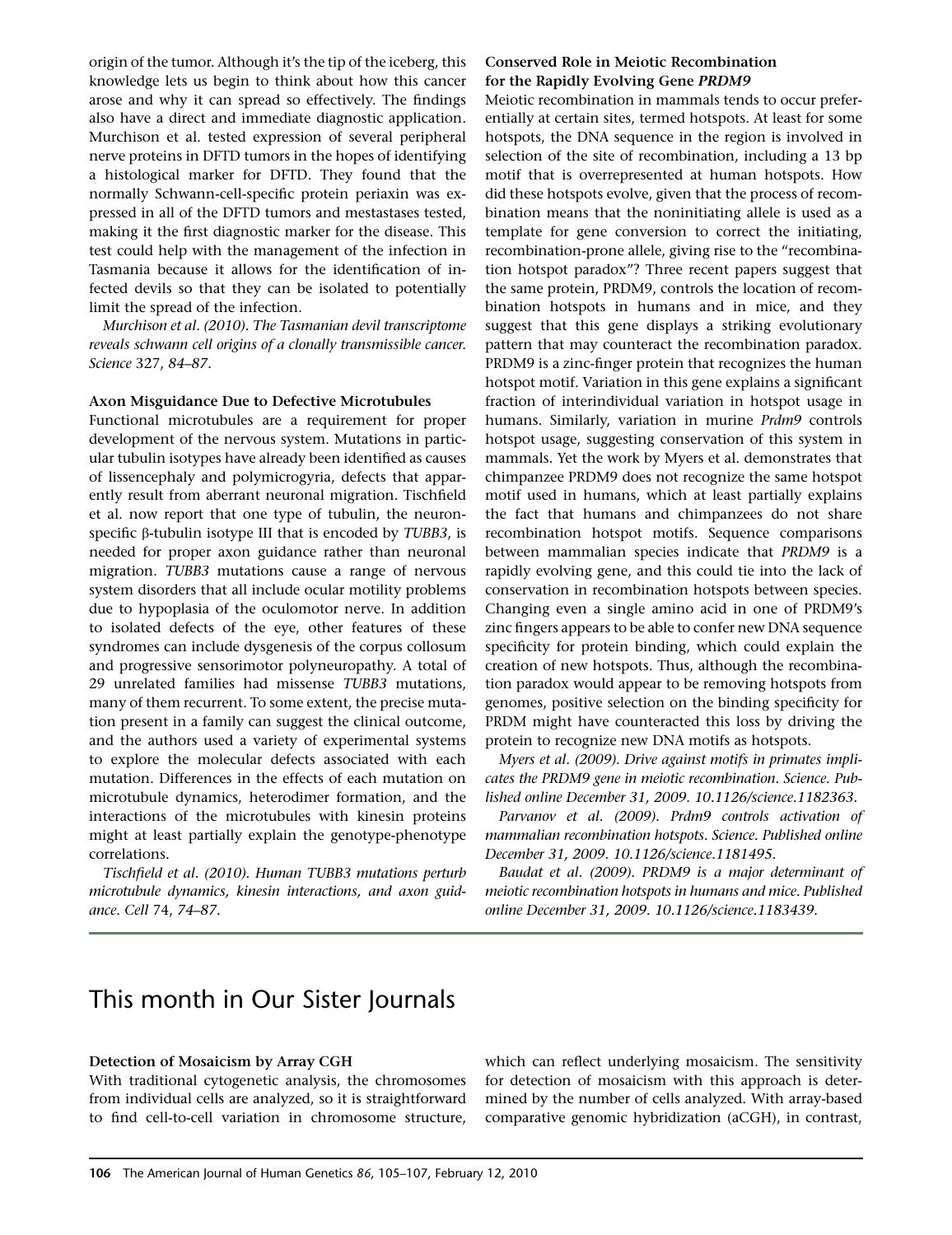origin of the tumor. Although it's the tip of the iceberg, this knowledge lets us begin to think about how this cancer arose and why it can spread so effectively. The findings also have a direct and immediate diagnostic application. Murchison et al. tested expression of several peripheral nerve proteins in DFTD tumors in the hopes of identifying a histological marker for DFTD. They found that the normally Schwann-cell-specific protein periaxin was expressed in all of the DFTD tumors and mestastases tested, making it the first diagnostic marker for the disease. This test could help with the management of the infection in Tasmania because it allows for the identification of infected devils so that they can be isolated to potentially limit the spread of the infection.

*Murchison et al. (2010). The Tasmanian devil transcriptome reveals schwann cell origins of a clonally transmissible cancer. Science* 327, *84–87.*

**Axon Misguidance Due to Defective Microtubules**

Functional microtubules are a requirement for proper development of the nervous system. Mutations in particular tubulin isotypes have already been identified as causes of lissencephaly and polymicrogyria, defects that apparently result from aberrant neuronal migration. Tischfield et al. now report that one type of tubulin, the neuron-specific β-tubulin isotype III that is encoded by *TUBB3*, is needed for proper axon guidance rather than neuronal migration. *TUBB3* mutations cause a range of nervous system disorders that all include ocular motility problems due to hypoplasia of the oculomotor nerve. In addition to isolated defects of the eye, other features of these syndromes can include dysgenesis of the corpus collosum and progressive sensorimotor polyneuropathy. A total of 29 unrelated families had missense *TUBB3* mutations, many of them recurrent. To some extent, the precise mutation present in a family can suggest the clinical outcome, and the authors used a variety of experimental systems to explore the molecular defects associated with each mutation. Differences in the effects of each mutation on microtubule dynamics, heterodimer formation, and the interactions of the microtubules with kinesin proteins might at least partially explain the genotype-phenotype correlations.

*Tischfield et al. (2010). Human TUBB3 mutations perturb microtubule dynamics, kinesin interactions, and axon guidance. Cell* 74, *74–87.*

**Conserved Role in Meiotic Recombination for the Rapidly Evolving Gene *PRDM9***

Meiotic recombination in mammals tends to occur preferentially at certain sites, termed hotspots. At least for some hotspots, the DNA sequence in the region is involved in selection of the site of recombination, including a 13 bp motif that is overrepresented at human hotspots. How did these hotspots evolve, given that the process of recombination means that the noninitiating allele is used as a template for gene conversion to correct the initiating, recombination-prone allele, giving rise to the "recombination hotspot paradox"? Three recent papers suggest that the same protein, PRDM9, controls the location of recombination hotspots in humans and in mice, and they suggest that this gene displays a striking evolutionary pattern that may counteract the recombination paradox. PRDM9 is a zinc-finger protein that recognizes the human hotspot motif. Variation in this gene explains a significant fraction of interindividual variation in hotspot usage in humans. Similarly, variation in murine *Prdm9* controls hotspot usage, suggesting conservation of this system in mammals. Yet the work by Myers et al. demonstrates that chimpanzee PRDM9 does not recognize the same hotspot motif used in humans, which at least partially explains the fact that humans and chimpanzees do not share recombination hotspot motifs. Sequence comparisons between mammalian species indicate that *PRDM9* is a rapidly evolving gene, and this could tie into the lack of conservation in recombination hotspots between species. Changing even a single amino acid in one of PRDM9's zinc fingers appears to be able to confer new DNA sequence specificity for protein binding, which could explain the creation of new hotspots. Thus, although the recombination paradox would appear to be removing hotspots from genomes, positive selection on the binding specificity for PRDM might have counteracted this loss by driving the protein to recognize new DNA motifs as hotspots.

*Myers et al. (2009). Drive against motifs in primates implicates the PRDM9 gene in meiotic recombination. Science. Published online December 31, 2009. 10.1126/science.1182363.*

*Parvanov et al. (2009). Prdm9 controls activation of mammalian recombination hotspots. Science. Published online December 31, 2009. 10.1126/science.1181495.*

*Baudat et al. (2009). PRDM9 is a major determinant of meiotic recombination hotspots in humans and mice. Published online December 31, 2009. 10.1126/science.1183439.*

## This month in Our Sister Journals

**Detection of Mosaicism by Array CGH**

With traditional cytogenetic analysis, the chromosomes from individual cells are analyzed, so it is straightforward to find cell-to-cell variation in chromosome structure, which can reflect underlying mosaicism. The sensitivity for detection of mosaicism with this approach is determined by the number of cells analyzed. With array-based comparative genomic hybridization (aCGH), in contrast,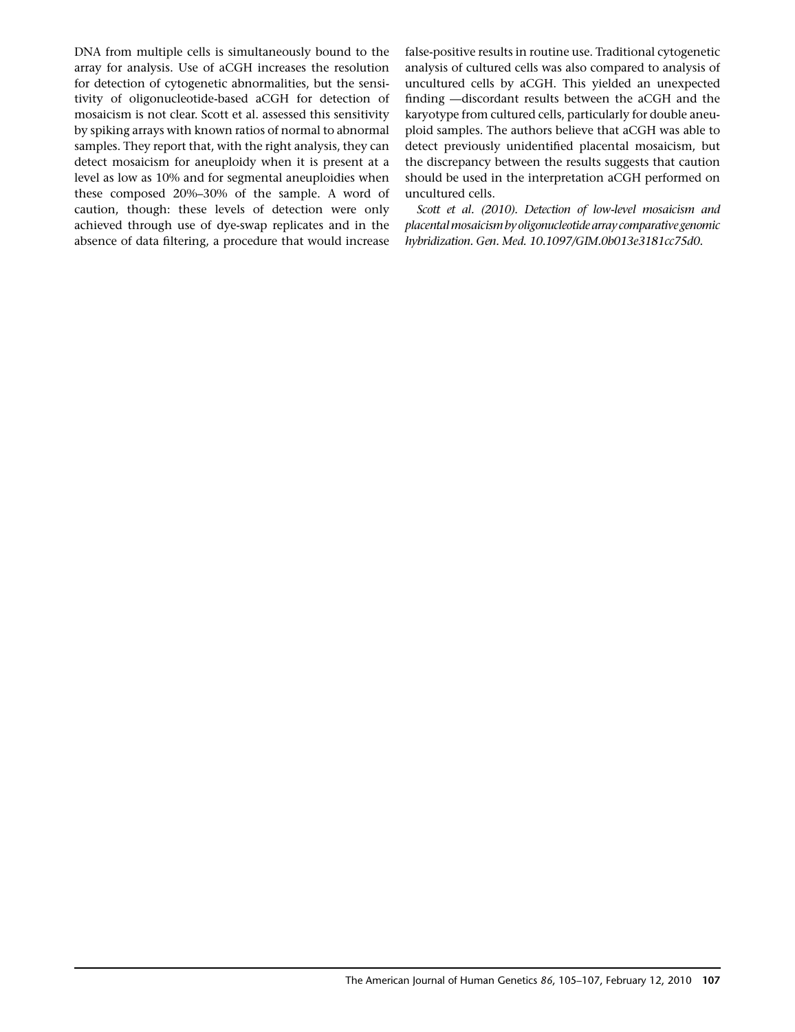DNA from multiple cells is simultaneously bound to the array for analysis. Use of aCGH increases the resolution for detection of cytogenetic abnormalities, but the sensitivity of oligonucleotide-based aCGH for detection of mosaicism is not clear. Scott et al. assessed this sensitivity by spiking arrays with known ratios of normal to abnormal samples. They report that, with the right analysis, they can detect mosaicism for aneuploidy when it is present at a level as low as 10% and for segmental aneuploidies when these composed 20%–30% of the sample. A word of caution, though: these levels of detection were only achieved through use of dye-swap replicates and in the absence of data filtering, a procedure that would increase false-positive results in routine use. Traditional cytogenetic analysis of cultured cells was also compared to analysis of uncultured cells by aCGH. This yielded an unexpected finding —discordant results between the aCGH and the karyotype from cultured cells, particularly for double aneuploid samples. The authors believe that aCGH was able to detect previously unidentified placental mosaicism, but the discrepancy between the results suggests that caution should be used in the interpretation aCGH performed on uncultured cells.

*Scott et al. (2010). Detection of low-level mosaicism and placental mosaicism by oligonucleotide array comparative genomic hybridization. Gen. Med. 10.1097/GIM.0b013e3181cc75d0.*